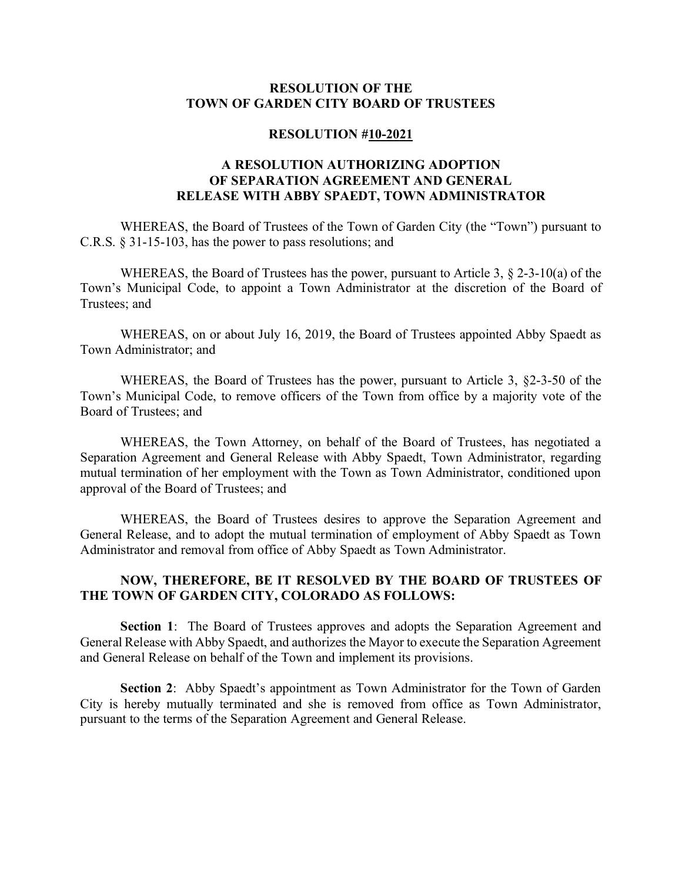# RESOLUTION OF THE TOWN OF GARDEN CITY BOARD OF TRUSTEES

## RESOLUTION #10-2021

## A RESOLUTION AUTHORIZING ADOPTION OF SEPARATION AGREEMENT AND GENERAL RELEASE WITH ABBY SPAEDT, TOWN ADMINISTRATOR

WHEREAS, the Board of Trustees of the Town of Garden City (the "Town") pursuant to C.R.S. § 31-15-103, has the power to pass resolutions; and

WHEREAS, the Board of Trustees has the power, pursuant to Article 3, § 2-3-10(a) of the Town's Municipal Code, to appoint a Town Administrator at the discretion of the Board of Trustees; and

WHEREAS, on or about July 16, 2019, the Board of Trustees appointed Abby Spaedt as Town Administrator; and

WHEREAS, the Board of Trustees has the power, pursuant to Article 3, §2-3-50 of the Town's Municipal Code, to remove officers of the Town from office by a majority vote of the Board of Trustees; and

WHEREAS, the Town Attorney, on behalf of the Board of Trustees, has negotiated a Separation Agreement and General Release with Abby Spaedt, Town Administrator, regarding mutual termination of her employment with the Town as Town Administrator, conditioned upon approval of the Board of Trustees; and

WHEREAS, the Board of Trustees desires to approve the Separation Agreement and General Release, and to adopt the mutual termination of employment of Abby Spaedt as Town Administrator and removal from office of Abby Spaedt as Town Administrator.

**NOW, THEREFORE, BE IT RESOLVED BY THE BOARD OF TRUSTEES OF THE TOWN OF GARDEN CITY, COLORADO AS FOLLOWS:**

**Section 1**: The Board of Trustees approves and adopts the Separation Agreement and General Release with Abby Spaedt, and authorizes the Mayor to execute the Separation Agreement and General Release on behalf of the Town and implement its provisions.

**Section 2**: Abby Spaedt's appointment as Town Administrator for the Town of Garden City is hereby mutually terminated and she is removed from office as Town Administrator, pursuant to the terms of the Separation Agreement and General Release.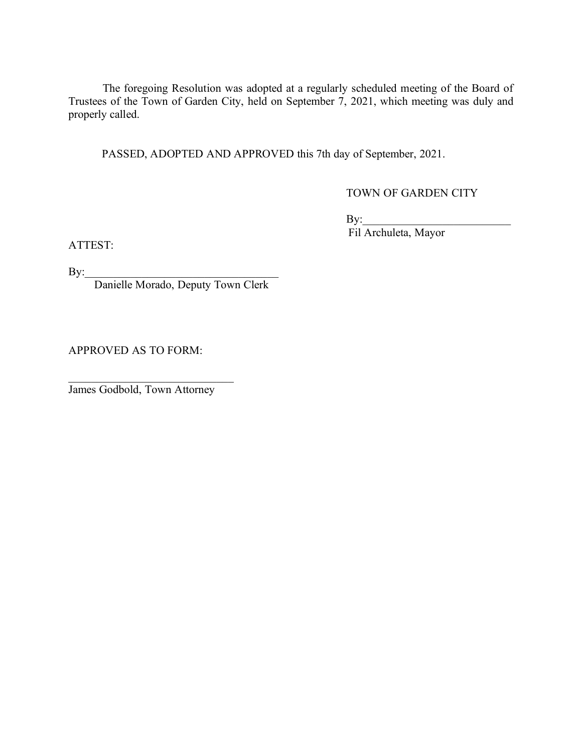The foregoing Resolution was adopted at a regularly scheduled meeting of the Board of Trustees of the Town of Garden City, held on September 7, 2021, which meeting was duly and properly called.

PASSED, ADOPTED AND APPROVED this 7th day of September, 2021.

TOWN OF GARDEN CITY

By:___________________________
Fil Archuleta, Mayor

ATTEST:

By:___________________________________
Danielle Morado, Deputy Town Clerk

APPROVED AS TO FORM:

______________________________
James Godbold, Town Attorney